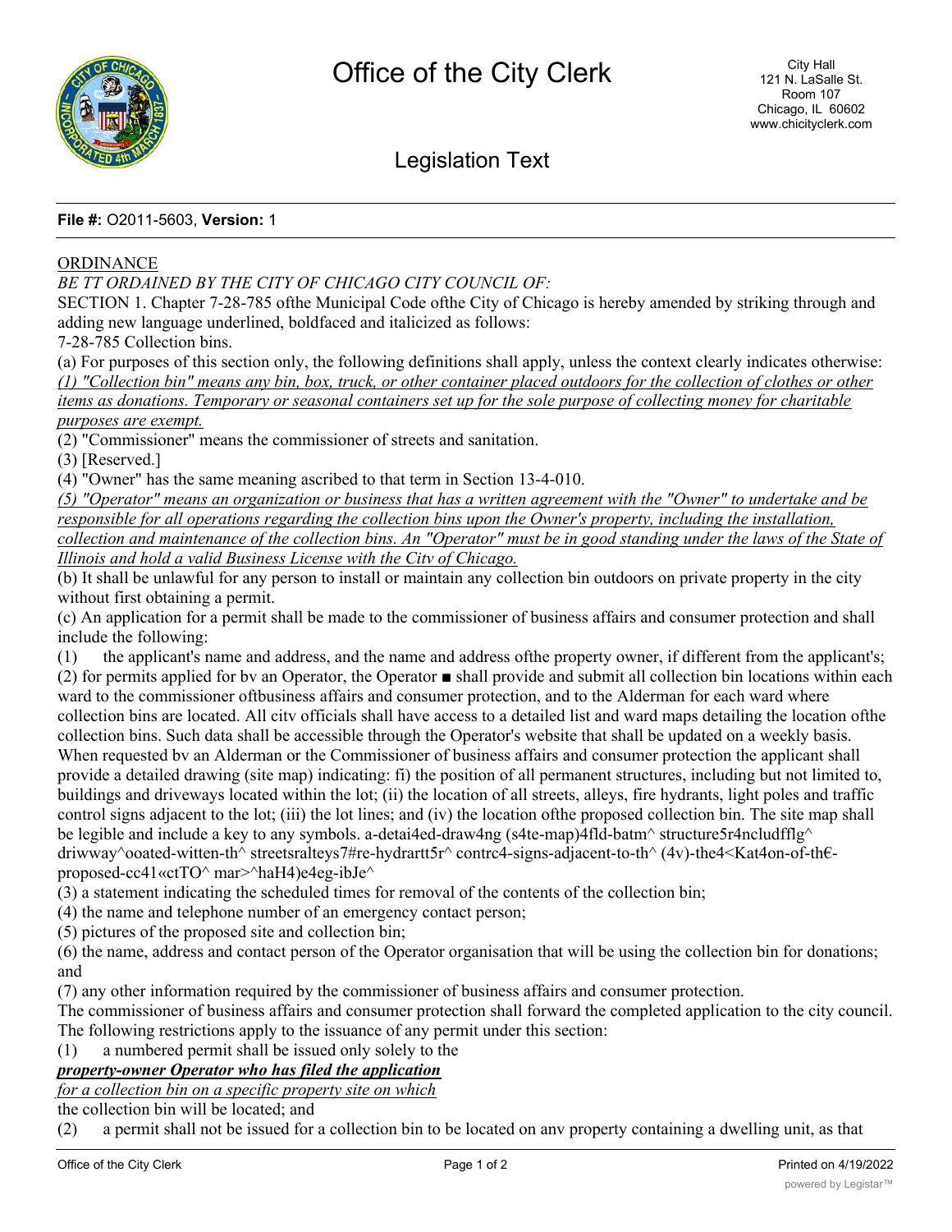# Office of the City Clerk

City Hall
121 N. LaSalle St.
Room 107
Chicago, IL 60602
www.chicityclerk.com

## Legislation Text

**File #:** O2011-5603, **Version:** 1

ORDINANCE

*BE TT ORDAINED BY THE CITY OF CHICAGO CITY COUNCIL OF:*

SECTION 1. Chapter 7-28-785 ofthe Municipal Code ofthe City of Chicago is hereby amended by striking through and adding new language underlined, boldfaced and italicized as follows:

7-28-785 Collection bins.

(a) For purposes of this section only, the following definitions shall apply, unless the context clearly indicates otherwise:

*(1) "Collection bin" means any bin, box, truck, or other container placed outdoors for the collection of clothes or other items as donations. Temporary or seasonal containers set up for the sole purpose of collecting money for charitable purposes are exempt.*

(2) "Commissioner" means the commissioner of streets and sanitation.

(3) [Reserved.]

(4) "Owner" has the same meaning ascribed to that term in Section 13-4-010.

*(5) "Operator" means an organization or business that has a written agreement with the "Owner" to undertake and be responsible for all operations regarding the collection bins upon the Owner's property, including the installation, collection and maintenance of the collection bins. An "Operator" must be in good standing under the laws of the State of Illinois and hold a valid Business License with the Citv of Chicago.*

(b) It shall be unlawful for any person to install or maintain any collection bin outdoors on private property in the city without first obtaining a permit.

(c) An application for a permit shall be made to the commissioner of business affairs and consumer protection and shall include the following:

(1) the applicant's name and address, and the name and address ofthe property owner, if different from the applicant's;

(2) for permits applied for bv an Operator, the Operator ■ shall provide and submit all collection bin locations within each ward to the commissioner oftbusiness affairs and consumer protection, and to the Alderman for each ward where collection bins are located. All citv officials shall have access to a detailed list and ward maps detailing the location ofthe collection bins. Such data shall be accessible through the Operator's website that shall be updated on a weekly basis. When requested bv an Alderman or the Commissioner of business affairs and consumer protection the applicant shall provide a detailed drawing (site map) indicating: fi) the position of all permanent structures, including but not limited to, buildings and driveways located within the lot; (ii) the location of all streets, alleys, fire hydrants, light poles and traffic control signs adjacent to the lot; (iii) the lot lines; and (iv) the location ofthe proposed collection bin. The site map shall be legible and include a key to any symbols. a-detai4ed-draw4ng (s4te-map)4fld-batm^ structure5r4ncludfflg^ driwway^ooated-witten-th^ streetsralteys7#re-hydrartt5r^ contrc4-signs-adjacent-to-th^ (4v)-the4<Kat4on-of-th€-proposed-cc41«ctTO^ mar>^haH4)e4eg-ibJe^

(3) a statement indicating the scheduled times for removal of the contents of the collection bin;

(4) the name and telephone number of an emergency contact person;

(5) pictures of the proposed site and collection bin;

(6) the name, address and contact person of the Operator organisation that will be using the collection bin for donations; and

(7) any other information required by the commissioner of business affairs and consumer protection.

The commissioner of business affairs and consumer protection shall forward the completed application to the city council. The following restrictions apply to the issuance of any permit under this section:

(1) a numbered permit shall be issued only solely to the ***property-owner Operator who has filed the application*** *for a collection bin on a specific property site on which* the collection bin will be located; and

(2) a permit shall not be issued for a collection bin to be located on anv property containing a dwelling unit, as that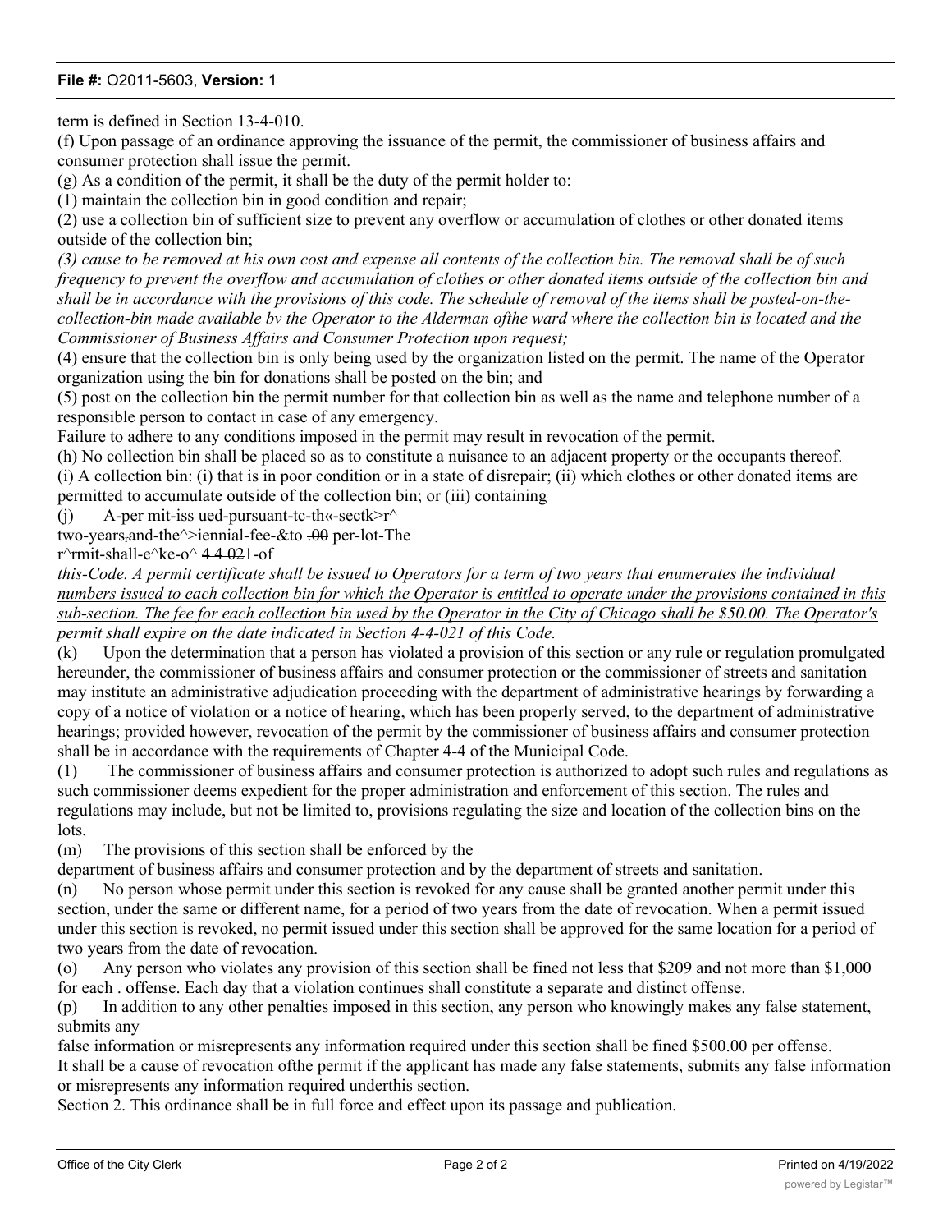term is defined in Section 13-4-010.

(f) Upon passage of an ordinance approving the issuance of the permit, the commissioner of business affairs and consumer protection shall issue the permit.

(g) As a condition of the permit, it shall be the duty of the permit holder to:

(1) maintain the collection bin in good condition and repair;

(2) use a collection bin of sufficient size to prevent any overflow or accumulation of clothes or other donated items outside of the collection bin;

*(3) cause to be removed at his own cost and expense all contents of the collection bin. The removal shall be of such frequency to prevent the overflow and accumulation of clothes or other donated items outside of the collection bin and shall be in accordance with the provisions of this code. The schedule of removal of the items shall be posted-on-the-collection-bin made available bv the Operator to the Alderman ofthe ward where the collection bin is located and the Commissioner of Business Affairs and Consumer Protection upon request;*

(4) ensure that the collection bin is only being used by the organization listed on the permit. The name of the Operator organization using the bin for donations shall be posted on the bin; and

(5) post on the collection bin the permit number for that collection bin as well as the name and telephone number of a responsible person to contact in case of any emergency.

Failure to adhere to any conditions imposed in the permit may result in revocation of the permit.

(h) No collection bin shall be placed so as to constitute a nuisance to an adjacent property or the occupants thereof.

(i) A collection bin: (i) that is in poor condition or in a state of disrepair; (ii) which clothes or other donated items are permitted to accumulate outside of the collection bin; or (iii) containing

(j) A-per mit-iss ued-pursuant-tc-th«-sectk>r^

two-years,and-the^>iennial-fee-&to .00 per-lot-The

r^rmit-shall-e^ke-o^ 4 4 021-of

*this-Code. A permit certificate shall be issued to Operators for a term of two years that enumerates the individual numbers issued to each collection bin for which the Operator is entitled to operate under the provisions contained in this sub-section. The fee for each collection bin used by the Operator in the City of Chicago shall be $50.00. The Operator's permit shall expire on the date indicated in Section 4-4-021 of this Code.*

(k) Upon the determination that a person has violated a provision of this section or any rule or regulation promulgated hereunder, the commissioner of business affairs and consumer protection or the commissioner of streets and sanitation may institute an administrative adjudication proceeding with the department of administrative hearings by forwarding a copy of a notice of violation or a notice of hearing, which has been properly served, to the department of administrative hearings; provided however, revocation of the permit by the commissioner of business affairs and consumer protection shall be in accordance with the requirements of Chapter 4-4 of the Municipal Code.

(1) The commissioner of business affairs and consumer protection is authorized to adopt such rules and regulations as such commissioner deems expedient for the proper administration and enforcement of this section. The rules and regulations may include, but not be limited to, provisions regulating the size and location of the collection bins on the lots.

(m) The provisions of this section shall be enforced by the department of business affairs and consumer protection and by the department of streets and sanitation.

(n) No person whose permit under this section is revoked for any cause shall be granted another permit under this section, under the same or different name, for a period of two years from the date of revocation. When a permit issued under this section is revoked, no permit issued under this section shall be approved for the same location for a period of two years from the date of revocation.

(o) Any person who violates any provision of this section shall be fined not less that $209 and not more than $1,000 for each . offense. Each day that a violation continues shall constitute a separate and distinct offense.

(p) In addition to any other penalties imposed in this section, any person who knowingly makes any false statement, submits any false information or misrepresents any information required under this section shall be fined $500.00 per offense. It shall be a cause of revocation ofthe permit if the applicant has made any false statements, submits any false information or misrepresents any information required underthis section.

Section 2. This ordinance shall be in full force and effect upon its passage and publication.